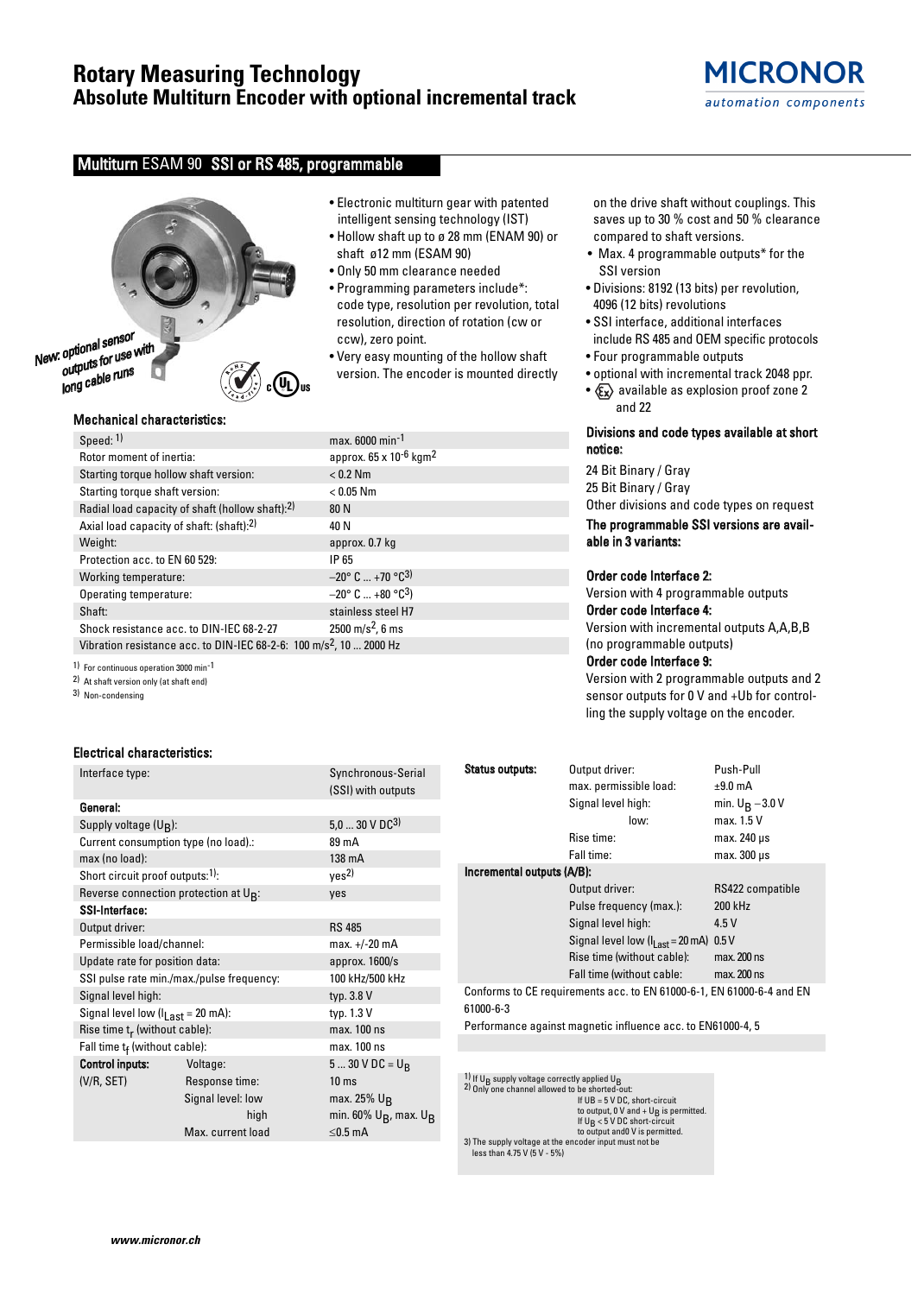# Rotary Measuring Technology
## Absolute Multiturn Encoder with optional incremental track

MICRONOR
automation components

## Multiturn ESAM 90 SSI or RS 485, programmable

New: optional sensor outputs for use with long cable runs

- Electronic multiturn gear with patented intelligent sensing technology (IST)
- Hollow shaft up to ø 28 mm (ENAM 90) or shaft ø12 mm (ESAM 90)
- Only 50 mm clearance needed
- Programming parameters include*: code type, resolution per revolution, total resolution, direction of rotation (cw or ccw), zero point.
- Very easy mounting of the hollow shaft version. The encoder is mounted directly on the drive shaft without couplings. This saves up to 30 % cost and 50 % clearance compared to shaft versions.
- Max. 4 programmable outputs* for the SSI version
- Divisions: 8192 (13 bits) per revolution, 4096 (12 bits) revolutions
- SSI interface, additional interfaces include RS 485 and OEM specific protocols
- Four programmable outputs
- optional with incremental track 2048 ppr.
- Ex available as explosion proof zone 2 and 22

### Mechanical characteristics:

| | |
|---|---|
| Speed: 1) | max. 6000 $min^{-1}$ |
| Rotor moment of inertia: | approx. 65 x $10^{-6}$ $kgm^2$ |
| Starting torque hollow shaft version: | < 0.2 Nm |
| Starting torque shaft version: | < 0.05 Nm |
| Radial load capacity of shaft (hollow shaft):2) | 80 N |
| Axial load capacity of shaft: (shaft):2) | 40 N |
| Weight: | approx. 0.7 kg |
| Protection acc. to EN 60 529: | IP 65 |
| Working temperature: | –20° C ... +70 °C3) |
| Operating temperature: | –20° C ... +80 °C3) |
| Shaft: | stainless steel H7 |
| Shock resistance acc. to DIN-IEC 68-2-27 | 2500 $m/s^2$, 6 ms |
| Vibration resistance acc. to DIN-IEC 68-2-6: | 100 $m/s^2$, 10 ... 2000 Hz |

1) For continuous operation 3000 $min^{-1}$
2) At shaft version only (at shaft end)
3) Non-condensing

### Divisions and code types available at short notice:

24 Bit Binary / Gray
25 Bit Binary / Gray
Other divisions and code types on request

**The programmable SSI versions are available in 3 variants:**

**Order code Interface 2:**
Version with 4 programmable outputs

**Order code Interface 4:**
Version with incremental outputs A,A,B,B (no programmable outputs)

**Order code Interface 9:**
Version with 2 programmable outputs and 2 sensor outputs for 0 V and +Ub for controlling the supply voltage on the encoder.

### Electrical characteristics:

| | | |
|---|---|---|
| Interface type: | | Synchronous-Serial (SSI) with outputs |
| **General:** | | |
| Supply voltage ($U_B$): | | 5,0 ... 30 V DC3) |
| Current consumption type (no load).: | | 89 mA |
| max (no load): | | 138 mA |
| Short circuit proof outputs:1): | | yes2) |
| Reverse connection protection at $U_B$: | | yes |
| **SSI-Interface:** | | |
| Output driver: | | RS 485 |
| Permissible load/channel: | | max. +/-20 mA |
| Update rate for position data: | | approx. 1600/s |
| SSI pulse rate min./max./pulse frequency: | | 100 kHz/500 kHz |
| Signal level high: | | typ. 3.8 V |
| Signal level low ($I_{Last}$ = 20 mA): | | typ. 1.3 V |
| Rise time $t_r$ (without cable): | | max. 100 ns |
| Fall time $t_f$ (without cable): | | max. 100 ns |
| **Control inputs:** | Voltage: | 5 ... 30 V DC = $U_B$ |
| (V/R, SET) | Response time: | 10 ms |
| | Signal level: low | max. 25% $U_B$ |
| | high | min. 60% $U_B$, max. $U_B$ |
| | Max. current load | ≤0.5 mA |

| | | |
|---|---|---|
| **Status outputs:** | Output driver: | Push-Pull |
| | max. permissible load: | ±9.0 mA |
| | Signal level high: | min. $U_B$ –3.0 V |
| | low: | max. 1.5 V |
| | Rise time: | max. 240 µs |
| | Fall time: | max. 300 µs |
| **Incremental outputs (A/B):** | | |
| | Output driver: | RS422 compatible |
| | Pulse frequency (max.): | 200 kHz |
| | Signal level high: | 4.5 V |
| | Signal level low ($I_{Last}$ = 20 mA) | 0.5 V |
| | Rise time (without cable): | max. 200 ns |
| | Fall time (without cable: | max. 200 ns |

Conforms to CE requirements acc. to EN 61000-6-1, EN 61000-6-4 and EN 61000-6-3

Performance against magnetic influence acc. to EN61000-4, 5

1) If $U_B$ supply voltage correctly applied $U_B$
2) Only one channel allowed to be shorted-out:
If UB = 5 V DC, short-circuit to output, 0 V and + $U_B$ is permitted.
If $U_B$ < 5 V DC short-circuit to output and0 V is permitted.
3) The supply voltage at the encoder input must not be less than 4.75 V (5 V - 5%)

www.micronor.ch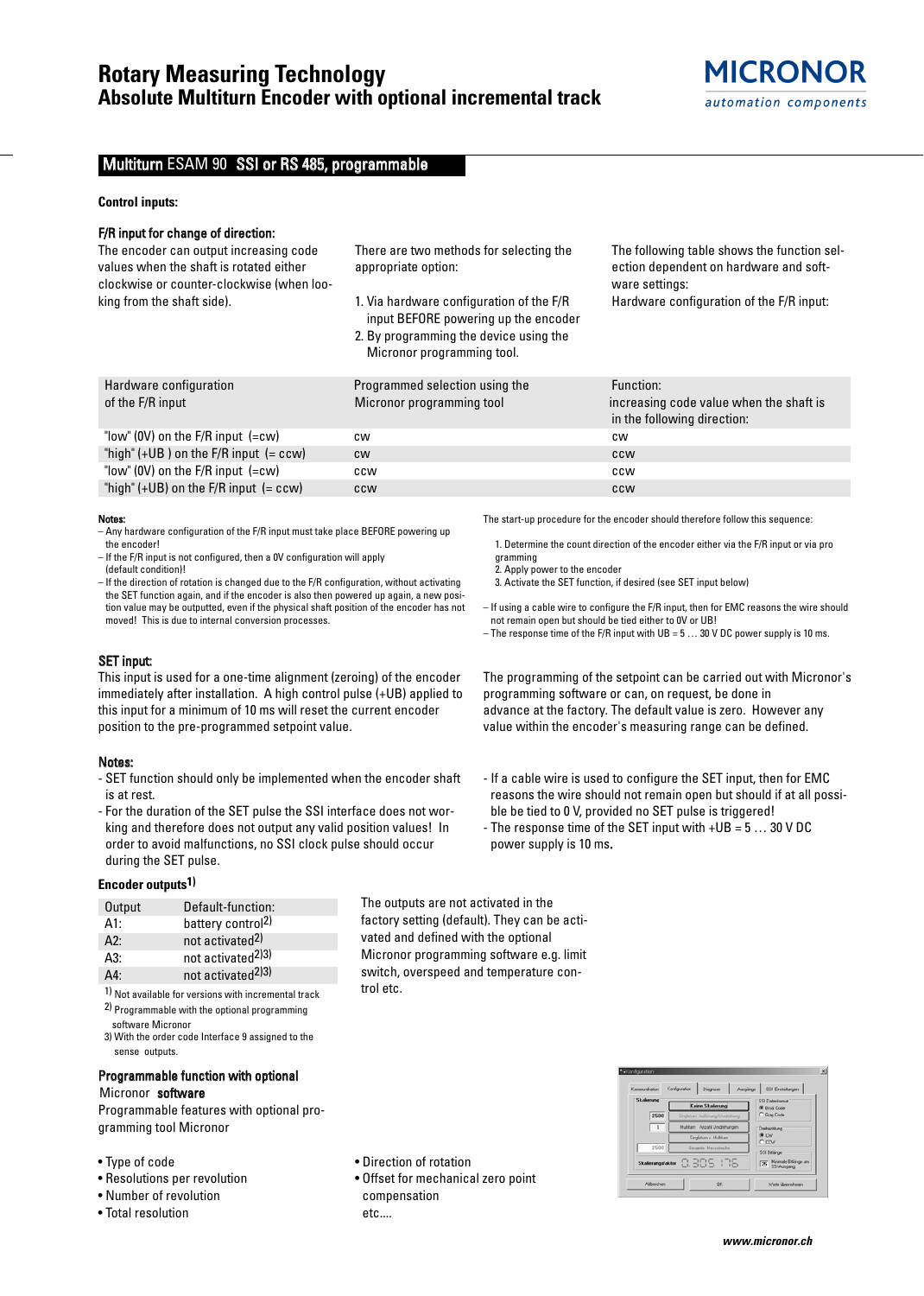## Multiturn ESAM 90 SSI or RS 485, programmable

**Control inputs:**

**F/R input for change of direction:**

The encoder can output increasing code values when the shaft is rotated either clockwise or counter-clockwise (when looking from the shaft side).

There are two methods for selecting the appropriate option:

1. Via hardware configuration of the F/R input BEFORE powering up the encoder
2. By programming the device using the Micronor programming tool.

The following table shows the function selection dependent on hardware and software settings:
Hardware configuration of the F/R input:

| Hardware configuration of the F/R input | Programmed selection using the Micronor programming tool | Function: increasing code value when the shaft is in the following direction: |
|---|---|---|
| "low" (0V) on the F/R input (=cw) | cw | cw |
| "high" (+UB ) on the F/R input (= ccw) | cw | ccw |
| "low" (0V) on the F/R input (=cw) | ccw | ccw |
| "high" (+UB) on the F/R input (= ccw) | ccw | ccw |

**Notes:**

- Any hardware configuration of the F/R input must take place BEFORE powering up the encoder!
- If the F/R input is not configured, then a 0V configuration will apply (default condition)!
- If the direction of rotation is changed due to the F/R configuration, without activating the SET function again, and if the encoder is also then powered up again, a new position value may be outputted, even if the physical shaft position of the encoder has not moved! This is due to internal conversion processes.

The start-up procedure for the encoder should therefore follow this sequence:

1. Determine the count direction of the encoder either via the F/R input or via programming
2. Apply power to the encoder
3. Activate the SET function, if desired (see SET input below)

- If using a cable wire to configure the F/R input, then for EMC reasons the wire should not remain open but should be tied either to 0V or UB!
- The response time of the F/R input with UB = 5 … 30 V DC power supply is 10 ms.

**SET input:**

This input is used for a one-time alignment (zeroing) of the encoder immediately after installation. A high control pulse (+UB) applied to this input for a minimum of 10 ms will reset the current encoder position to the pre-programmed setpoint value.

The programming of the setpoint can be carried out with Micronor's programming software or can, on request, be done in advance at the factory. The default value is zero. However any value within the encoder's measuring range can be defined.

**Notes:**

- SET function should only be implemented when the encoder shaft is at rest.
- For the duration of the SET pulse the SSI interface does not working and therefore does not output any valid position values! In order to avoid malfunctions, no SSI clock pulse should occur during the SET pulse.
- If a cable wire is used to configure the SET input, then for EMC reasons the wire should not remain open but should if at all possible be tied to 0 V, provided no SET pulse is triggered!
- The response time of the SET input with +UB = 5 … 30 V DC power supply is 10 ms.

**Encoder outputs[1]**

| Output | Default-function: |
|---|---|
| A1: | battery control[2] |
| A2: | not activated[2] |
| A3: | not activated[2][3] |
| A4: | not activated[2][3] |

1) Not available for versions with incremental track
2) Programmable with the optional programming software Micronor
3) With the order code Interface 9 assigned to the sense outputs.

The outputs are not activated in the factory setting (default). They can be activated and defined with the optional Micronor programming software e.g. limit switch, overspeed and temperature control etc.

**Programmable function with optional Micronor software**

Programmable features with optional programming tool Micronor

- Type of code
- Resolutions per revolution
- Number of revolution
- Total resolution
- Direction of rotation
- Offset for mechanical zero point compensation

etc....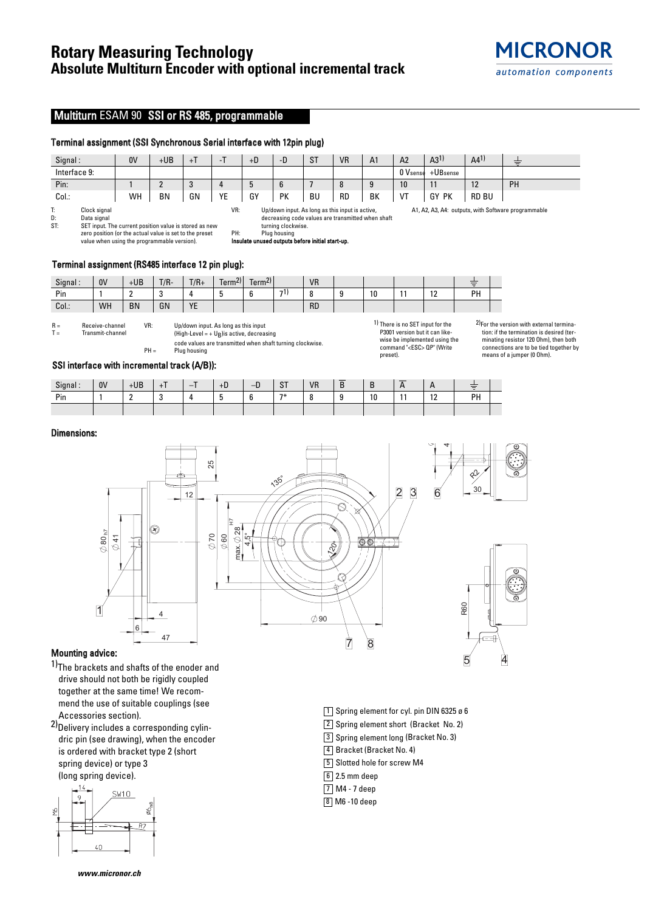# Rotary Measuring Technology
## Absolute Multiturn Encoder with optional incremental track

MICRONOR
automation components

## Multiturn ESAM 90 SSI or RS 485, programmable

### Terminal assignment (SSI Synchronous Serial interface with 12pin plug)

| Signal : | 0V | +UB | +T | -T | +D | -D | ST | VR | A1 | A2 | A3[1] | A4[1] | ⏚ |
|---|---|---|---|---|---|---|---|---|---|---|---|---|---|
| Interface 9: | | | | | | | | | | 0 Vsense | +UBsense | | |
| Pin: | 1 | 2 | 3 | 4 | 5 | 6 | 7 | 8 | 9 | 10 | 11 | 12 | PH |
| Col.: | WH | BN | GN | YE | GY | PK | BU | RD | BK | VT | GY PK | RD BU | |

T: Clock signal
D: Data signal
ST: SET input. The current position value is stored as new zero position (or the actual value is set to the preset value when using the programmable version).
VR: Up/down input. As long as this input is active, decreasing code values are transmitted when shaft turning clockwise.
PH: Plug housing
**Insulate unused outputs before initial start-up.**
A1, A2, A3, A4: outputs, with Software programmable

### Terminal assignment (RS485 interface 12 pin plug):

| Signal : | 0V | +UB | T/R- | T/R+ | Term[2] | Term[2] | | VR | | | | | ⏚ |
|---|---|---|---|---|---|---|---|---|---|---|---|---|---|
| Pin | 1 | 2 | 3 | 4 | 5 | 6 | 7[1] | 8 | 9 | 10 | 11 | 12 | PH |
| Col.: | WH | BN | GN | YE | | | | RD | | | | | |

R = Receive-channel
T = Transmit-channel
VR: Up/down input. As long as this input (High-Level = + $U_B$)is active, decreasing code values are transmitted when shaft turning clockwise.
PH = Plug housing

[1] There is no SET input for the P3001 version but it can likewise be implemented using the command "<ESC> 0P" (Write preset).

[2]For the version with external termination: if the termination is desired (terminating resistor 120 Ohm), then both connections are to be tied together by means of a jumper (0 Ohm).

### SSI interface with incremental track (A/B)):

| Signal : | 0V | +UB | +T | –T | +D | –D | ST | VR | B̄ | B | Ā | A | ⏚ |
|---|---|---|---|---|---|---|---|---|---|---|---|---|---|
| Pin | 1 | 2 | 3 | 4 | 5 | 6 | 7* | 8 | 9 | 10 | 11 | 12 | PH |

### Dimensions:

### Mounting advice:

[1]The brackets and shafts of the enoder and drive should not both be rigidly coupled together at the same time! We recommend the use of suitable couplings (see Accessories section).

[2]Delivery includes a corresponding cylindric pin (see drawing), when the encoder is ordered with bracket type 2 (short spring device) or type 3 (long spring device).

1. Spring element for cyl. pin DIN 6325 ø 6
2. Spring element short (Bracket No. 2)
3. Spring element long (Bracket No. 3)
4. Bracket (Bracket No. 4)
5. Slotted hole for screw M4
6. 2.5 mm deep
7. M4 - 7 deep
8. M6 -10 deep

www.micronor.ch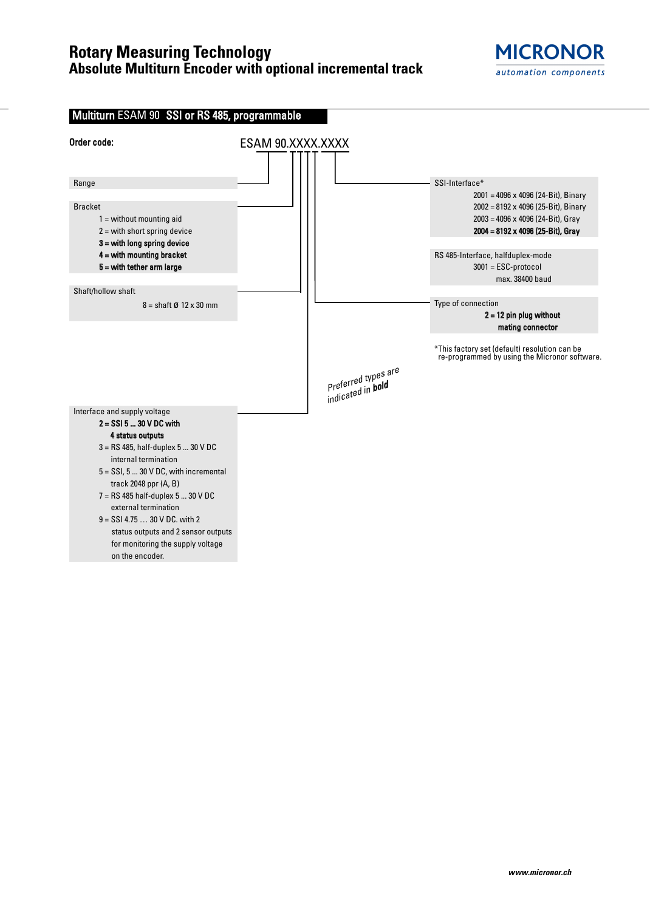# Rotary Measuring Technology
## Absolute Multiturn Encoder with optional incremental track

**MICRONOR**
*automation components*

### Multiturn ESAM 90 **SSI or RS 485, programmable**

**Order code:** ESAM 90.XXXX.XXXX

**Range**

**Bracket**
- 1 = without mounting aid
- 2 = with short spring device
- **3 = with long spring device**
- **4 = with mounting bracket**
- **5 = with tether arm large**

**Shaft/hollow shaft**
- 8 = shaft Ø 12 x 30 mm

**Interface and supply voltage**
- **2 = SSI 5 ... 30 V DC with 4 status outputs**
- 3 = RS 485, half-duplex 5 ... 30 V DC internal termination
- 5 = SSI, 5 ... 30 V DC, with incremental track 2048 ppr (A, B)
- 7 = RS 485 half-duplex 5 ... 30 V DC external termination
- 9 = SSI 4.75 … 30 V DC. with 2 status outputs and 2 sensor outputs for monitoring the supply voltage on the encoder.

**SSI-Interface***
- 2001 = 4096 x 4096 (24-Bit), Binary
- 2002 = 8192 x 4096 (25-Bit), Binary
- 2003 = 4096 x 4096 (24-Bit), Gray
- **2004 = 8192 x 4096 (25-Bit), Gray**

**RS 485-Interface, halfduplex-mode**
- 3001 = ESC-protocol max. 38400 baud

**Type of connection**
- **2 = 12 pin plug without mating connector**

*This factory set (default) resolution can be re-programmed by using the Micronor software.

*Preferred types are indicated in **bold***

www.micronor.ch